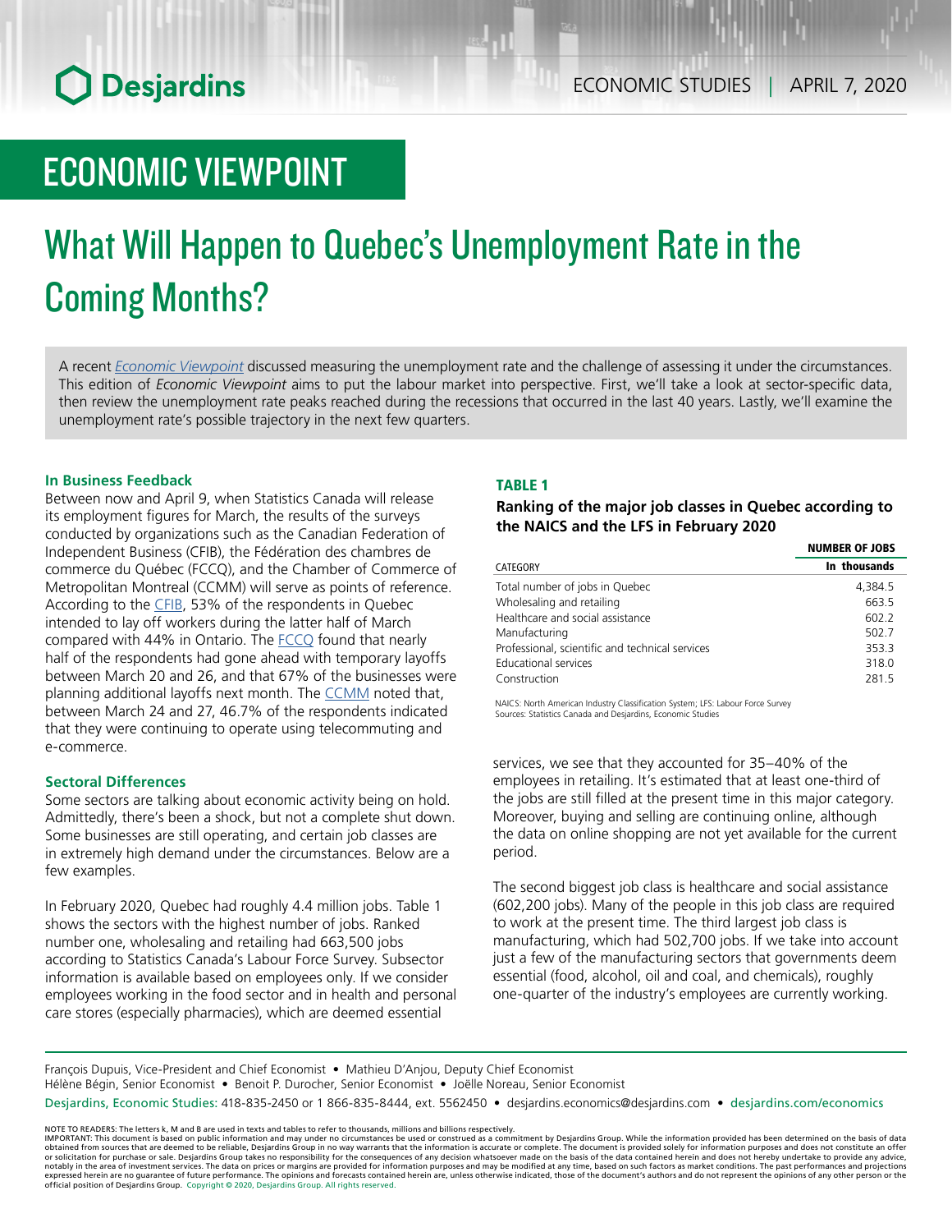# ECONOMIC VIEWPOINT

# What Will Happen to Quebec's Unemployment Rate in the Coming Months?

A recent *Economic Viewpoint* discussed measuring the unemployment rate and the challenge of assessing it under the circumstances. This edition of *Economic Viewpoint* aims to put the labour market into perspective. First, we'll take a look at sector-specific data, then review the unemployment rate peaks reached during the recessions that occurred in the last 40 years. Lastly, we'll examine the unemployment rate's possible trajectory in the next few quarters.

### In Business Feedback

Between now and April 9, when Statistics Canada will release its employment figures for March, the results of the surveys conducted by organizations such as the Canadian Federation of Independent Business (CFIB), the Fédération des chambres de commerce du Québec (FCCQ), and the Chamber of Commerce of Metropolitan Montreal (CCMM) will serve as points of reference. According to the CFIB, 53% of the respondents in Quebec intended to lay off workers during the latter half of March compared with 44% in Ontario. The FCCQ found that nearly half of the respondents had gone ahead with temporary layoffs between March 20 and 26, and that 67% of the businesses were planning additional layoffs next month. The CCMM noted that, between March 24 and 27, 46.7% of the respondents indicated that they were continuing to operate using telecommuting and e-commerce.

### Sectoral Differences

Some sectors are talking about economic activity being on hold. Admittedly, there's been a shock, but not a complete shut down. Some businesses are still operating, and certain job classes are in extremely high demand under the circumstances. Below are a few examples.

In February 2020, Quebec had roughly 4.4 million jobs. Table 1 shows the sectors with the highest number of jobs. Ranked number one, wholesaling and retailing had 663,500 jobs according to Statistics Canada's Labour Force Survey. Subsector information is available based on employees only. If we consider employees working in the food sector and in health and personal care stores (especially pharmacies), which are deemed essential services, we see that they accounted for 35–40% of the employees in retailing. It's estimated that at least one-third of the jobs are still filled at the present time in this major category. Moreover, buying and selling are continuing online, although the data on online shopping are not yet available for the current period.

**TABLE 1**

**Ranking of the major job classes in Quebec according to the NAICS and the LFS in February 2020**

| CATEGORY | NUMBER OF JOBS In thousands |
|---|---|
| Total number of jobs in Quebec | 4,384.5 |
| Wholesaling and retailing | 663.5 |
| Healthcare and social assistance | 602.2 |
| Manufacturing | 502.7 |
| Professional, scientific and technical services | 353.3 |
| Educational services | 318.0 |
| Construction | 281.5 |

NAICS: North American Industry Classification System; LFS: Labour Force Survey
Sources: Statistics Canada and Desjardins, Economic Studies

The second biggest job class is healthcare and social assistance (602,200 jobs). Many of the people in this job class are required to work at the present time. The third largest job class is manufacturing, which had 502,700 jobs. If we take into account just a few of the manufacturing sectors that governments deem essential (food, alcohol, oil and coal, and chemicals), roughly one-quarter of the industry's employees are currently working.

François Dupuis, Vice-President and Chief Economist • Mathieu D'Anjou, Deputy Chief Economist
Hélène Bégin, Senior Economist • Benoit P. Durocher, Senior Economist • Joëlle Noreau, Senior Economist

Desjardins, Economic Studies: 418-835-2450 or 1 866-835-8444, ext. 5562450 • desjardins.economics@desjardins.com • desjardins.com/economics

NOTE TO READERS: The letters k, M and B are used in texts and tables to refer to thousands, millions and billions respectively.
IMPORTANT: This document is based on public information and may under no circumstances be used or construed as a commitment by Desjardins Group. While the information provided has been determined on the basis of data obtained from sources that are deemed to be reliable, Desjardins Group in no way warrants that the information is accurate or complete. The document is provided solely for information purposes and does not constitute an offer or solicitation for purchase or sale. Desjardins Group takes no responsibility for the consequences of any decision whatsoever made on the basis of the data contained herein and does not hereby undertake to provide any advice, notably in the area of investment services. The data on prices or margins are provided for information purposes and may be modified at any time, based on such factors as market conditions. The past performances and projections expressed herein are no guarantee of future performance. The opinions and forecasts contained herein are, unless otherwise indicated, those of the document's authors and do not represent the opinions of any other person or the official position of Desjardins Group. Copyright © 2020, Desjardins Group. All rights reserved.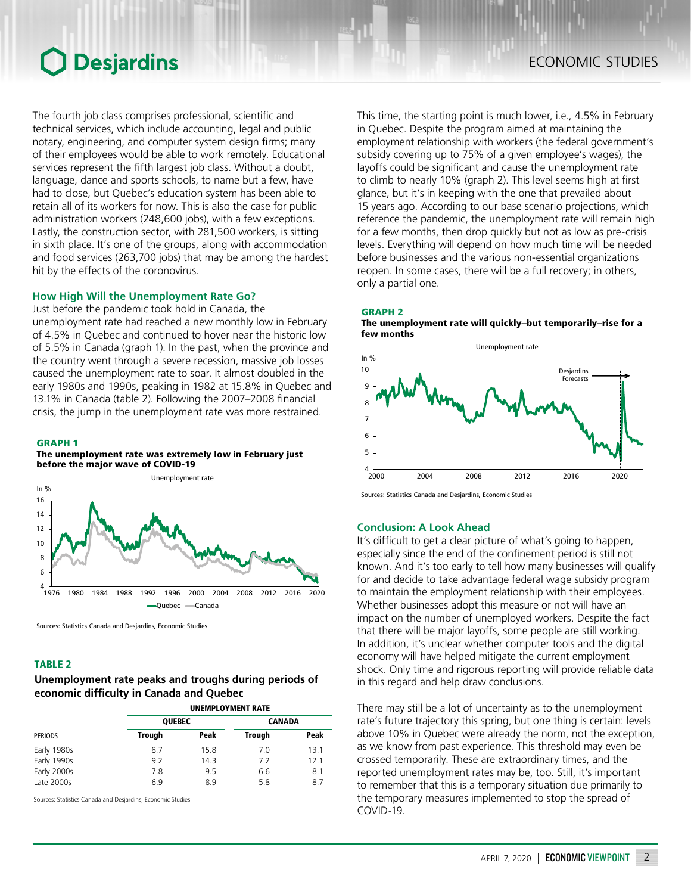The fourth job class comprises professional, scientific and technical services, which include accounting, legal and public notary, engineering, and computer system design firms; many of their employees would be able to work remotely. Educational services represent the fifth largest job class. Without a doubt, language, dance and sports schools, to name but a few, have had to close, but Quebec's education system has been able to retain all of its workers for now. This is also the case for public administration workers (248,600 jobs), with a few exceptions. Lastly, the construction sector, with 281,500 workers, is sitting in sixth place. It's one of the groups, along with accommodation and food services (263,700 jobs) that may be among the hardest hit by the effects of the coronovirus.

### How High Will the Unemployment Rate Go?

Just before the pandemic took hold in Canada, the unemployment rate had reached a new monthly low in February of 4.5% in Quebec and continued to hover near the historic low of 5.5% in Canada (graph 1). In the past, when the province and the country went through a severe recession, massive job losses caused the unemployment rate to soar. It almost doubled in the early 1980s and 1990s, peaking in 1982 at 15.8% in Quebec and 13.1% in Canada (table 2). Following the 2007–2008 financial crisis, the jump in the unemployment rate was more restrained.

**GRAPH 1**
**The unemployment rate was extremely low in February just before the major wave of COVID-19**

Sources: Statistics Canada and Desjardins, Economic Studies

**TABLE 2**
**Unemployment rate peaks and troughs during periods of economic difficulty in Canada and Quebec**

| | UNEMPLOYMENT RATE | | | |
|---|---|---|---|---|
| | QUEBEC | | CANADA | |
| PERIODS | Trough | Peak | Trough | Peak |
| Early 1980s | 8.7 | 15.8 | 7.0 | 13.1 |
| Early 1990s | 9.2 | 14.3 | 7.2 | 12.1 |
| Early 2000s | 7.8 | 9.5 | 6.6 | 8.1 |
| Late 2000s | 6.9 | 8.9 | 5.8 | 8.7 |

Sources: Statistics Canada and Desjardins, Economic Studies

This time, the starting point is much lower, i.e., 4.5% in February in Quebec. Despite the program aimed at maintaining the employment relationship with workers (the federal government's subsidy covering up to 75% of a given employee's wages), the layoffs could be significant and cause the unemployment rate to climb to nearly 10% (graph 2). This level seems high at first glance, but it's in keeping with the one that prevailed about 15 years ago. According to our base scenario projections, which reference the pandemic, the unemployment rate will remain high for a few months, then drop quickly but not as low as pre-crisis levels. Everything will depend on how much time will be needed before businesses and the various non-essential organizations reopen. In some cases, there will be a full recovery; in others, only a partial one.

**GRAPH 2**
**The unemployment rate will quickly–but temporarily–rise for a few months**

Sources: Statistics Canada and Desjardins, Economic Studies

### Conclusion: A Look Ahead

It's difficult to get a clear picture of what's going to happen, especially since the end of the confinement period is still not known. And it's too early to tell how many businesses will qualify for and decide to take advantage federal wage subsidy program to maintain the employment relationship with their employees. Whether businesses adopt this measure or not will have an impact on the number of unemployed workers. Despite the fact that there will be major layoffs, some people are still working. In addition, it's unclear whether computer tools and the digital economy will have helped mitigate the current employment shock. Only time and rigorous reporting will provide reliable data in this regard and help draw conclusions.

There may still be a lot of uncertainty as to the unemployment rate's future trajectory this spring, but one thing is certain: levels above 10% in Quebec were already the norm, not the exception, as we know from past experience. This threshold may even be crossed temporarily. These are extraordinary times, and the reported unemployment rates may be, too. Still, it's important to remember that this is a temporary situation due primarily to the temporary measures implemented to stop the spread of COVID-19.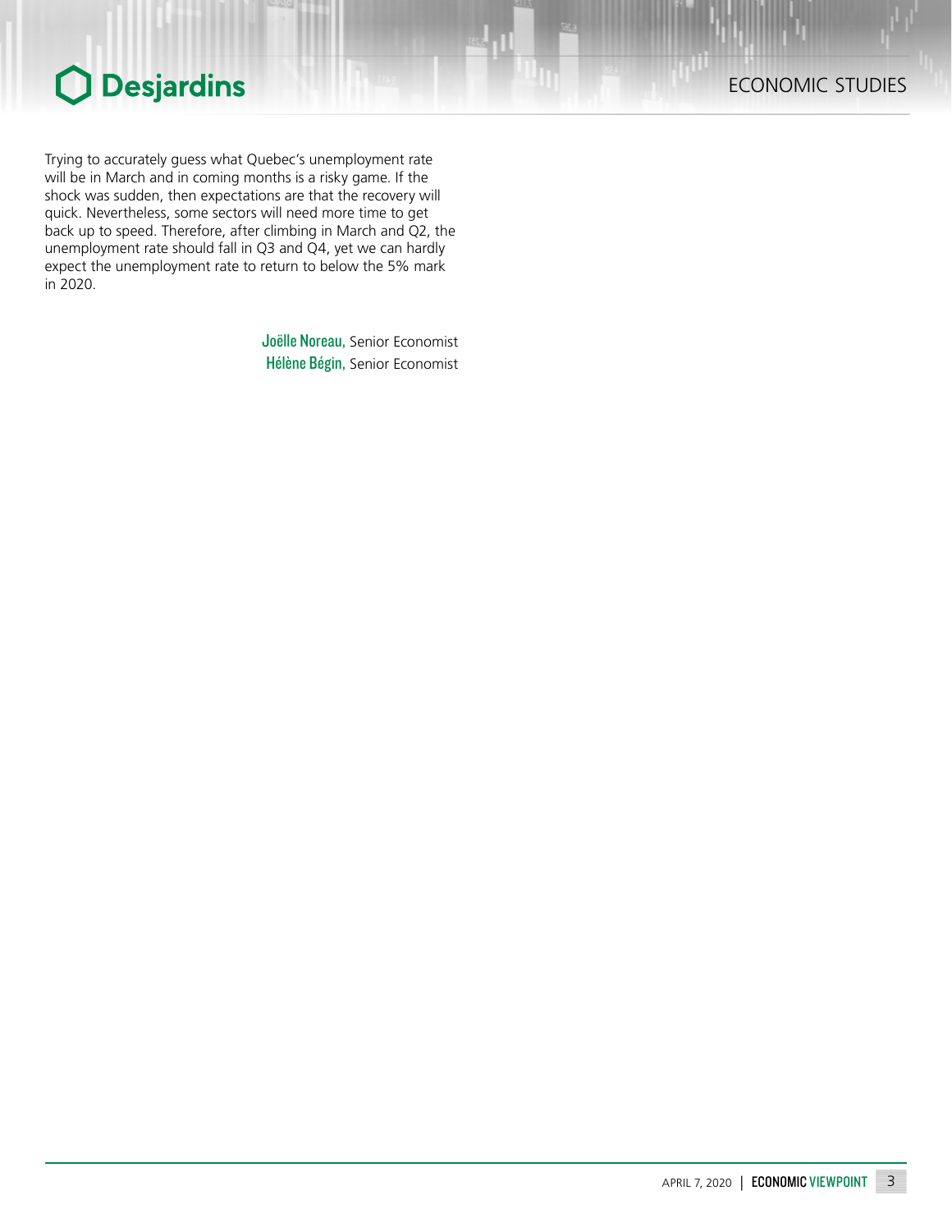Trying to accurately guess what Quebec's unemployment rate will be in March and in coming months is a risky game. If the shock was sudden, then expectations are that the recovery will quick. Nevertheless, some sectors will need more time to get back up to speed. Therefore, after climbing in March and Q2, the unemployment rate should fall in Q3 and Q4, yet we can hardly expect the unemployment rate to return to below the 5% mark in 2020.

**Joëlle Noreau,** Senior Economist
**Hélène Bégin,** Senior Economist